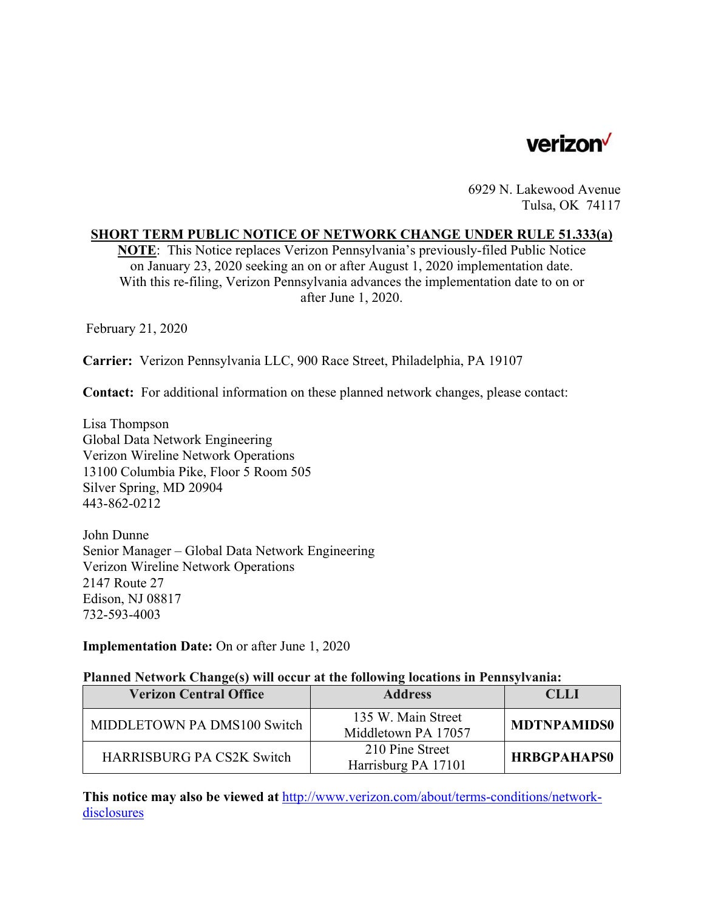verizon

6929 N. Lakewood Avenue
Tulsa, OK 74117

**SHORT TERM PUBLIC NOTICE OF NETWORK CHANGE UNDER RULE 51.333(a)**

**NOTE**: This Notice replaces Verizon Pennsylvania's previously-filed Public Notice on January 23, 2020 seeking an on or after August 1, 2020 implementation date. With this re-filing, Verizon Pennsylvania advances the implementation date to on or after June 1, 2020.

February 21, 2020

**Carrier:** Verizon Pennsylvania LLC, 900 Race Street, Philadelphia, PA 19107

**Contact:** For additional information on these planned network changes, please contact:

Lisa Thompson
Global Data Network Engineering
Verizon Wireline Network Operations
13100 Columbia Pike, Floor 5 Room 505
Silver Spring, MD 20904
443-862-0212

John Dunne
Senior Manager – Global Data Network Engineering
Verizon Wireline Network Operations
2147 Route 27
Edison, NJ 08817
732-593-4003

**Implementation Date:** On or after June 1, 2020

**Planned Network Change(s) will occur at the following locations in Pennsylvania:**

| Verizon Central Office | Address | CLLI |
|---|---|---|
| MIDDLETOWN PA DMS100 Switch | 135 W. Main Street Middletown PA 17057 | **MDTNPAMIDS0** |
| HARRISBURG PA CS2K Switch | 210 Pine Street Harrisburg PA 17101 | **HRBGPAHAPS0** |

**This notice may also be viewed at** http://www.verizon.com/about/terms-conditions/network-disclosures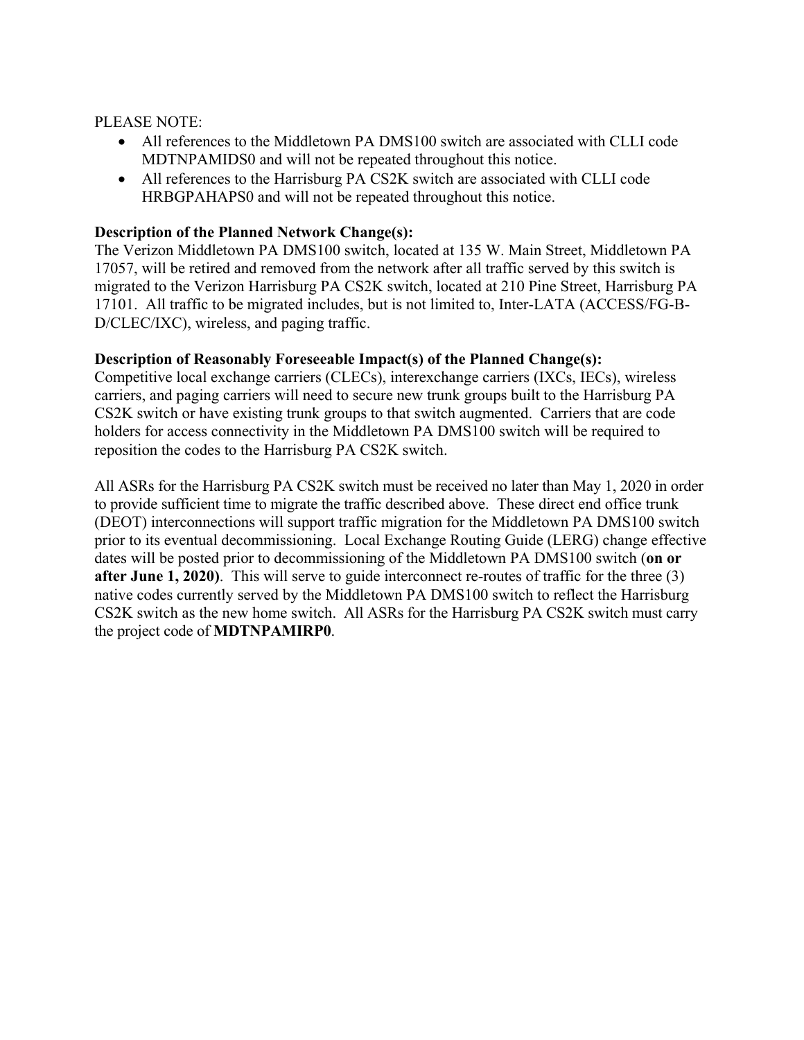PLEASE NOTE:

- All references to the Middletown PA DMS100 switch are associated with CLLI code MDTNPAMIDS0 and will not be repeated throughout this notice.
- All references to the Harrisburg PA CS2K switch are associated with CLLI code HRBGPAHAPS0 and will not be repeated throughout this notice.

**Description of the Planned Network Change(s):**

The Verizon Middletown PA DMS100 switch, located at 135 W. Main Street, Middletown PA 17057, will be retired and removed from the network after all traffic served by this switch is migrated to the Verizon Harrisburg PA CS2K switch, located at 210 Pine Street, Harrisburg PA 17101. All traffic to be migrated includes, but is not limited to, Inter-LATA (ACCESS/FG-B-D/CLEC/IXC), wireless, and paging traffic.

**Description of Reasonably Foreseeable Impact(s) of the Planned Change(s):**

Competitive local exchange carriers (CLECs), interexchange carriers (IXCs, IECs), wireless carriers, and paging carriers will need to secure new trunk groups built to the Harrisburg PA CS2K switch or have existing trunk groups to that switch augmented. Carriers that are code holders for access connectivity in the Middletown PA DMS100 switch will be required to reposition the codes to the Harrisburg PA CS2K switch.

All ASRs for the Harrisburg PA CS2K switch must be received no later than May 1, 2020 in order to provide sufficient time to migrate the traffic described above. These direct end office trunk (DEOT) interconnections will support traffic migration for the Middletown PA DMS100 switch prior to its eventual decommissioning. Local Exchange Routing Guide (LERG) change effective dates will be posted prior to decommissioning of the Middletown PA DMS100 switch (**on or after June 1, 2020)**. This will serve to guide interconnect re-routes of traffic for the three (3) native codes currently served by the Middletown PA DMS100 switch to reflect the Harrisburg CS2K switch as the new home switch. All ASRs for the Harrisburg PA CS2K switch must carry the project code of **MDTNPAMIRP0**.